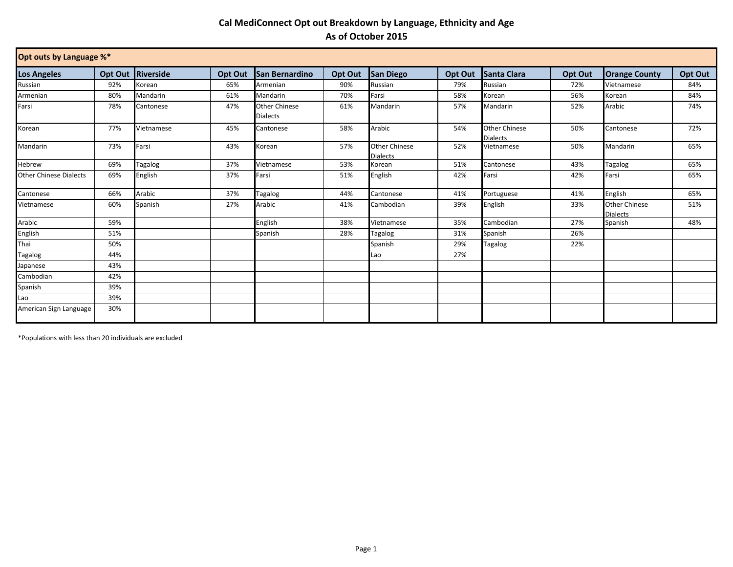# Cal MediConnect Opt out Breakdown by Language, Ethnicity and Age

## As of October 2015

**Opt outs by Language %***

| Los Angeles | Opt Out | Riverside | Opt Out | San Bernardino | Opt Out | San Diego | Opt Out | Santa Clara | Opt Out | Orange County | Opt Out |
|---|---|---|---|---|---|---|---|---|---|---|---|
| Russian | 92% | Korean | 65% | Armenian | 90% | Russian | 79% | Russian | 72% | Vietnamese | 84% |
| Armenian | 80% | Mandarin | 61% | Mandarin | 70% | Farsi | 58% | Korean | 56% | Korean | 84% |
| Farsi | 78% | Cantonese | 47% | Other Chinese Dialects | 61% | Mandarin | 57% | Mandarin | 52% | Arabic | 74% |
| Korean | 77% | Vietnamese | 45% | Cantonese | 58% | Arabic | 54% | Other Chinese Dialects | 50% | Cantonese | 72% |
| Mandarin | 73% | Farsi | 43% | Korean | 57% | Other Chinese Dialects | 52% | Vietnamese | 50% | Mandarin | 65% |
| Hebrew | 69% | Tagalog | 37% | Vietnamese | 53% | Korean | 51% | Cantonese | 43% | Tagalog | 65% |
| Other Chinese Dialects | 69% | English | 37% | Farsi | 51% | English | 42% | Farsi | 42% | Farsi | 65% |
| Cantonese | 66% | Arabic | 37% | Tagalog | 44% | Cantonese | 41% | Portuguese | 41% | English | 65% |
| Vietnamese | 60% | Spanish | 27% | Arabic | 41% | Cambodian | 39% | English | 33% | Other Chinese Dialects | 51% |
| Arabic | 59% | | | English | 38% | Vietnamese | 35% | Cambodian | 27% | Spanish | 48% |
| English | 51% | | | Spanish | 28% | Tagalog | 31% | Spanish | 26% | | |
| Thai | 50% | | | | | Spanish | 29% | Tagalog | 22% | | |
| Tagalog | 44% | | | | | Lao | 27% | | | | |
| Japanese | 43% | | | | | | | | | | |
| Cambodian | 42% | | | | | | | | | | |
| Spanish | 39% | | | | | | | | | | |
| Lao | 39% | | | | | | | | | | |
| American Sign Language | 30% | | | | | | | | | | |

*Populations with less than 20 individuals are excluded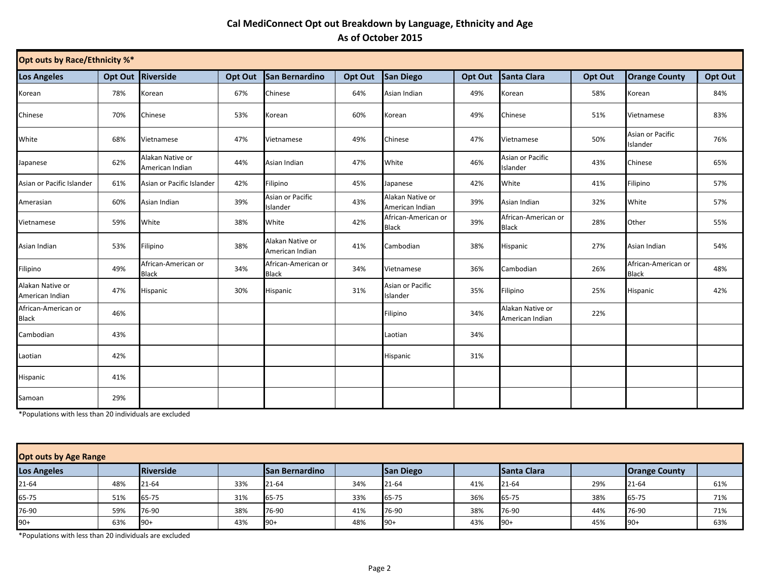## Cal MediConnect Opt out Breakdown by Language, Ethnicity and Age
## As of October 2015

| Opt outs by Race/Ethnicity %* | | | | | | | | | | | |
|---|---|---|---|---|---|---|---|---|---|---|---|
| **Los Angeles** | **Opt Out** | **Riverside** | **Opt Out** | **San Bernardino** | **Opt Out** | **San Diego** | **Opt Out** | **Santa Clara** | **Opt Out** | **Orange County** | **Opt Out** |
| Korean | 78% | Korean | 67% | Chinese | 64% | Asian Indian | 49% | Korean | 58% | Korean | 84% |
| Chinese | 70% | Chinese | 53% | Korean | 60% | Korean | 49% | Chinese | 51% | Vietnamese | 83% |
| White | 68% | Vietnamese | 47% | Vietnamese | 49% | Chinese | 47% | Vietnamese | 50% | Asian or Pacific Islander | 76% |
| Japanese | 62% | Alakan Native or American Indian | 44% | Asian Indian | 47% | White | 46% | Asian or Pacific Islander | 43% | Chinese | 65% |
| Asian or Pacific Islander | 61% | Asian or Pacific Islander | 42% | Filipino | 45% | Japanese | 42% | White | 41% | Filipino | 57% |
| Amerasian | 60% | Asian Indian | 39% | Asian or Pacific Islander | 43% | Alakan Native or American Indian | 39% | Asian Indian | 32% | White | 57% |
| Vietnamese | 59% | White | 38% | White | 42% | African-American or Black | 39% | African-American or Black | 28% | Other | 55% |
| Asian Indian | 53% | Filipino | 38% | Alakan Native or American Indian | 41% | Cambodian | 38% | Hispanic | 27% | Asian Indian | 54% |
| Filipino | 49% | African-American or Black | 34% | African-American or Black | 34% | Vietnamese | 36% | Cambodian | 26% | African-American or Black | 48% |
| Alakan Native or American Indian | 47% | Hispanic | 30% | Hispanic | 31% | Asian or Pacific Islander | 35% | Filipino | 25% | Hispanic | 42% |
| African-American or Black | 46% | | | | | Filipino | 34% | Alakan Native or American Indian | 22% | | |
| Cambodian | 43% | | | | | Laotian | 34% | | | | |
| Laotian | 42% | | | | | Hispanic | 31% | | | | |
| Hispanic | 41% | | | | | | | | | | |
| Samoan | 29% | | | | | | | | | | |

*Populations with less than 20 individuals are excluded

| Opt outs by Age Range | | | | | | | | | | | |
|---|---|---|---|---|---|---|---|---|---|---|---|
| **Los Angeles** | | **Riverside** | | **San Bernardino** | | **San Diego** | | **Santa Clara** | | **Orange County** | |
| 21-64 | 48% | 21-64 | 33% | 21-64 | 34% | 21-64 | 41% | 21-64 | 29% | 21-64 | 61% |
| 65-75 | 51% | 65-75 | 31% | 65-75 | 33% | 65-75 | 36% | 65-75 | 38% | 65-75 | 71% |
| 76-90 | 59% | 76-90 | 38% | 76-90 | 41% | 76-90 | 38% | 76-90 | 44% | 76-90 | 71% |
| 90+ | 63% | 90+ | 43% | 90+ | 48% | 90+ | 43% | 90+ | 45% | 90+ | 63% |

*Populations with less than 20 individuals are excluded